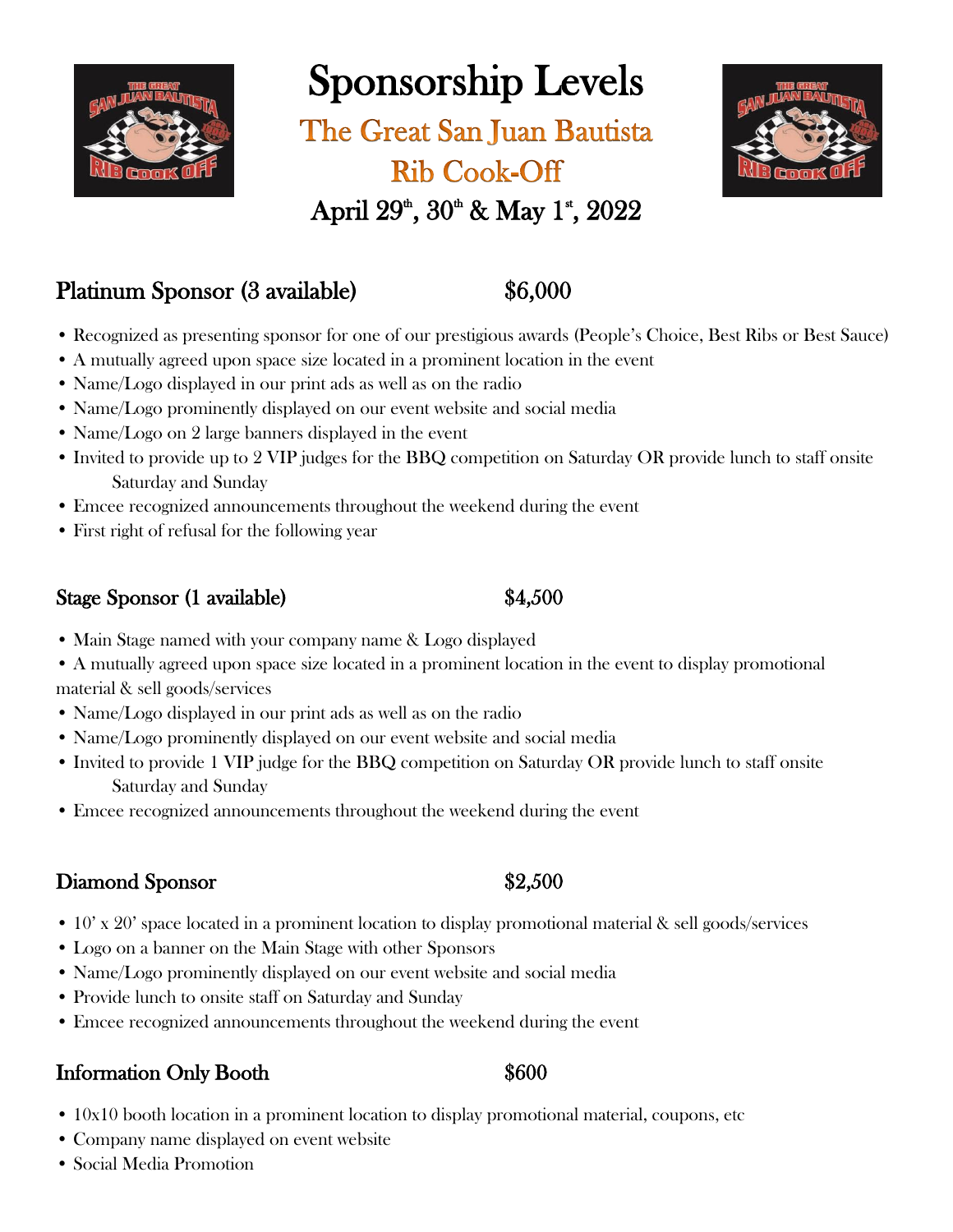# Sponsorship Levels

## The Great San Juan Bautista Rib Cook-Off

## April 29th, 30th & May 1st, 2022

### Platinum Sponsor (3 available) $6,000

- Recognized as presenting sponsor for one of our prestigious awards (People's Choice, Best Ribs or Best Sauce)
- A mutually agreed upon space size located in a prominent location in the event
- Name/Logo displayed in our print ads as well as on the radio
- Name/Logo prominently displayed on our event website and social media
- Name/Logo on 2 large banners displayed in the event
- Invited to provide up to 2 VIP judges for the BBQ competition on Saturday OR provide lunch to staff onsite Saturday and Sunday
- Emcee recognized announcements throughout the weekend during the event
- First right of refusal for the following year

### Stage Sponsor (1 available) $4,500

- Main Stage named with your company name & Logo displayed
- A mutually agreed upon space size located in a prominent location in the event to display promotional material & sell goods/services
- Name/Logo displayed in our print ads as well as on the radio
- Name/Logo prominently displayed on our event website and social media
- Invited to provide 1 VIP judge for the BBQ competition on Saturday OR provide lunch to staff onsite Saturday and Sunday
- Emcee recognized announcements throughout the weekend during the event

### Diamond Sponsor $2,500

- 10' x 20' space located in a prominent location to display promotional material & sell goods/services
- Logo on a banner on the Main Stage with other Sponsors
- Name/Logo prominently displayed on our event website and social media
- Provide lunch to onsite staff on Saturday and Sunday
- Emcee recognized announcements throughout the weekend during the event

### Information Only Booth $600

- 10x10 booth location in a prominent location to display promotional material, coupons, etc
- Company name displayed on event website
- Social Media Promotion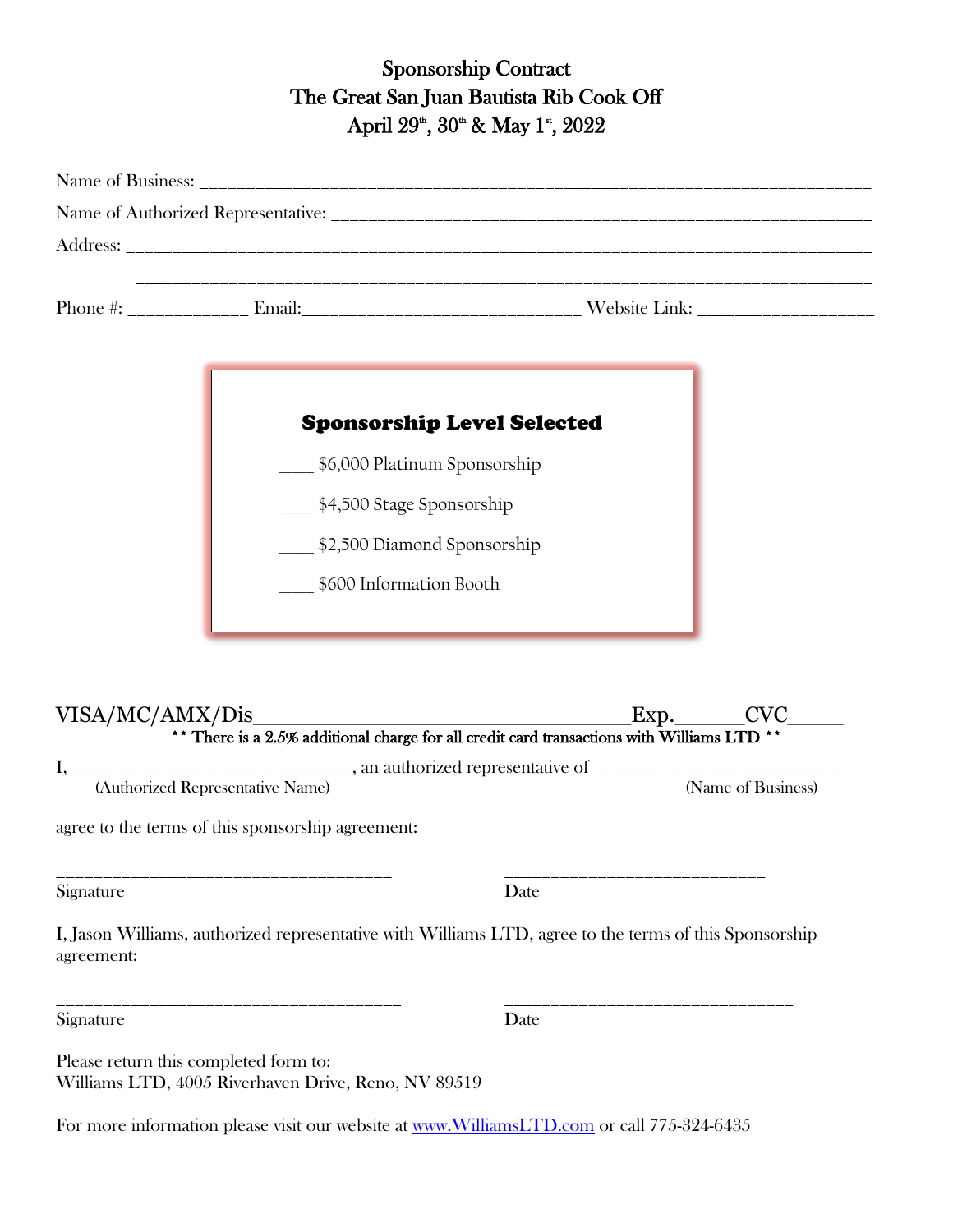# Sponsorship Contract
# The Great San Juan Bautista Rib Cook Off
# April 29th, 30th & May 1st, 2022

Name of Business: ___________________________________________________________________________

Name of Authorized Representative: ___________________________________________________________

Address: _________________________________________________________________________________

_________________________________________________________________________________

Phone #: ____________ Email:_____________________________ Website Link: __________________

## Sponsorship Level Selected

____ $6,000 Platinum Sponsorship

____ $4,500 Stage Sponsorship

____ $2,500 Diamond Sponsorship

____ $600 Information Booth

VISA/MC/AMX/Dis__________________________________Exp.______CVC_____

**\*\* There is a 2.5% additional charge for all credit card transactions with Williams LTD \*\***

I, ______________________________, an authorized representative of ___________________________
(Authorized Representative Name) (Name of Business)

agree to the terms of this sponsorship agreement:

___________________________________ ____________________________
Signature Date

I, Jason Williams, authorized representative with Williams LTD, agree to the terms of this Sponsorship agreement:

_____________________________________ _______________________________
Signature Date

Please return this completed form to:
Williams LTD, 4005 Riverhaven Drive, Reno, NV 89519

For more information please visit our website at www.WilliamsLTD.com or call 775-324-6435